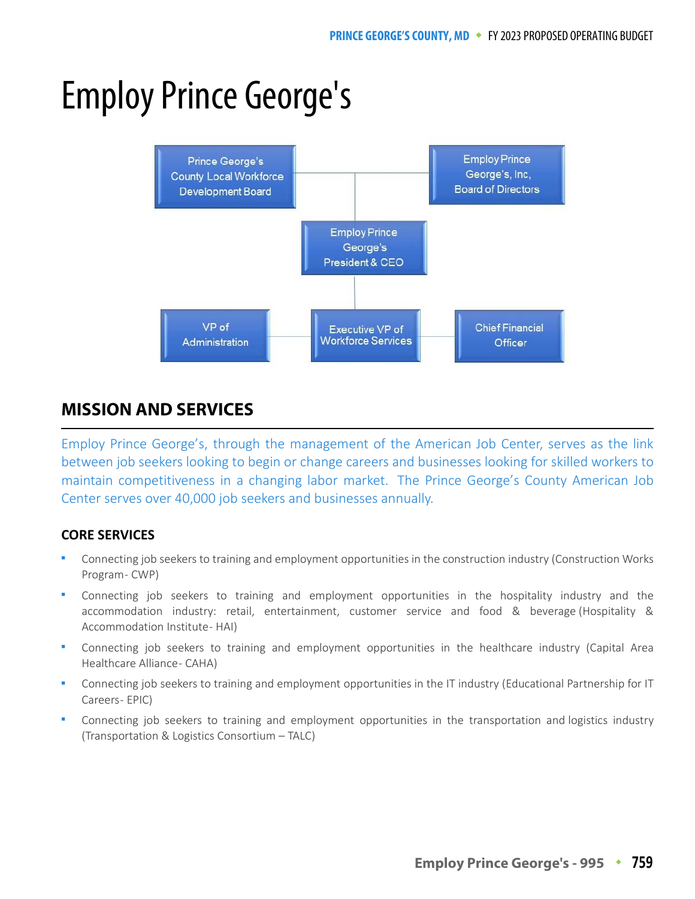# Employ Prince George's

Prince George's County Local Workforce Development Board

Employ Prince George's, Inc, Board of Directors

Employ Prince George's President & CEO

VP of Administration

Executive VP of Workforce Services

Chief Financial Officer

## MISSION AND SERVICES

Employ Prince George's, through the management of the American Job Center, serves as the link between job seekers looking to begin or change careers and businesses looking for skilled workers to maintain competitiveness in a changing labor market. The Prince George's County American Job Center serves over 40,000 job seekers and businesses annually.

### CORE SERVICES

- Connecting job seekers to training and employment opportunities in the construction industry (Construction Works Program- CWP)
- Connecting job seekers to training and employment opportunities in the hospitality industry and the accommodation industry: retail, entertainment, customer service and food & beverage (Hospitality & Accommodation Institute- HAI)
- Connecting job seekers to training and employment opportunities in the healthcare industry (Capital Area Healthcare Alliance- CAHA)
- Connecting job seekers to training and employment opportunities in the IT industry (Educational Partnership for IT Careers- EPIC)
- Connecting job seekers to training and employment opportunities in the transportation and logistics industry (Transportation & Logistics Consortium – TALC)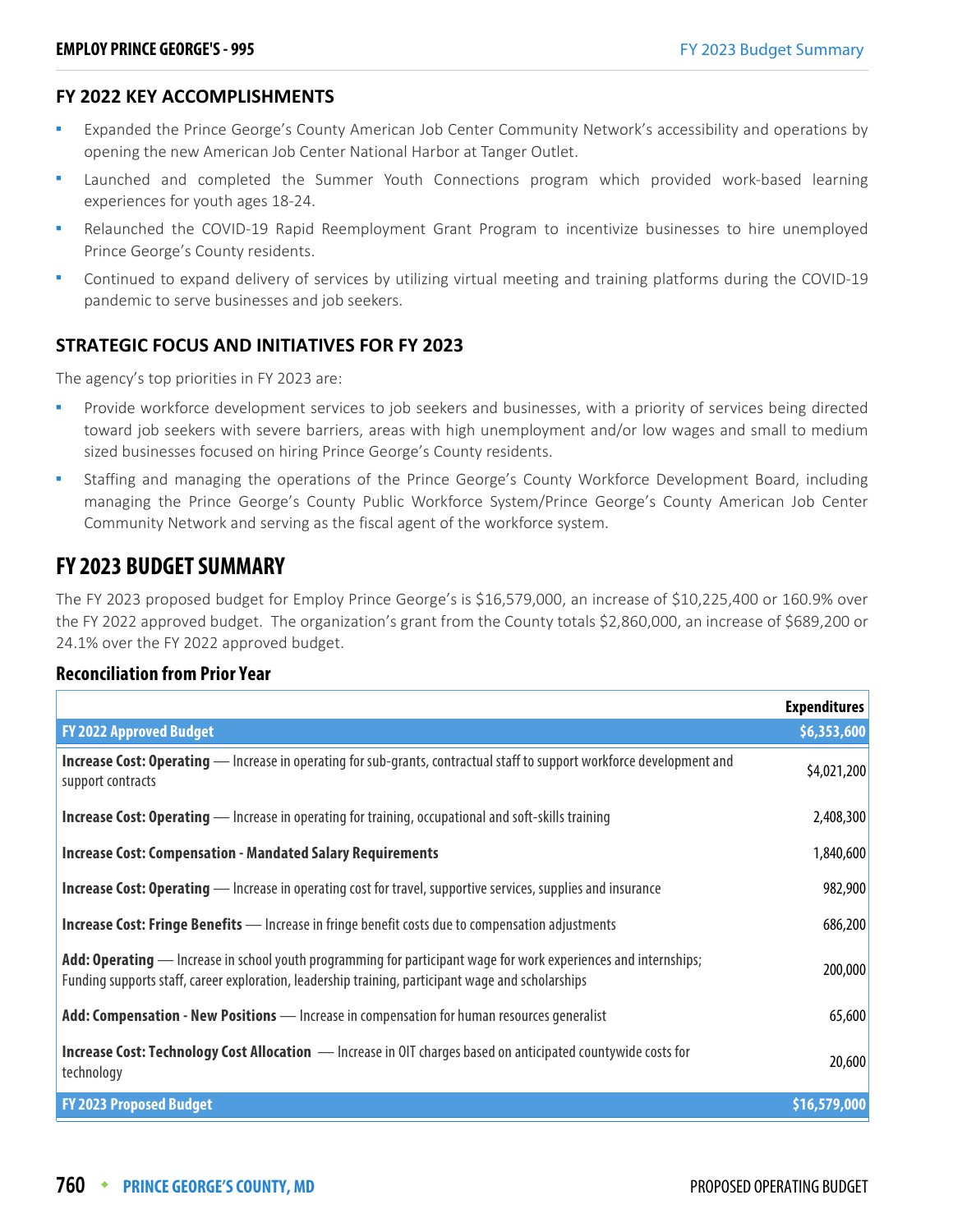### FY 2022 KEY ACCOMPLISHMENTS

- Expanded the Prince George's County American Job Center Community Network's accessibility and operations by opening the new American Job Center National Harbor at Tanger Outlet.
- Launched and completed the Summer Youth Connections program which provided work-based learning experiences for youth ages 18-24.
- Relaunched the COVID-19 Rapid Reemployment Grant Program to incentivize businesses to hire unemployed Prince George's County residents.
- Continued to expand delivery of services by utilizing virtual meeting and training platforms during the COVID-19 pandemic to serve businesses and job seekers.

### STRATEGIC FOCUS AND INITIATIVES FOR FY 2023

The agency's top priorities in FY 2023 are:

- Provide workforce development services to job seekers and businesses, with a priority of services being directed toward job seekers with severe barriers, areas with high unemployment and/or low wages and small to medium sized businesses focused on hiring Prince George's County residents.
- Staffing and managing the operations of the Prince George's County Workforce Development Board, including managing the Prince George's County Public Workforce System/Prince George's County American Job Center Community Network and serving as the fiscal agent of the workforce system.

## FY 2023 BUDGET SUMMARY

The FY 2023 proposed budget for Employ Prince George's is $16,579,000, an increase of $10,225,400 or 160.9% over the FY 2022 approved budget. The organization's grant from the County totals $2,860,000, an increase of $689,200 or 24.1% over the FY 2022 approved budget.

### Reconciliation from Prior Year

| | Expenditures |
|---|---|
| **FY 2022 Approved Budget** | **$6,353,600** |
| **Increase Cost: Operating** — Increase in operating for sub-grants, contractual staff to support workforce development and support contracts | $4,021,200 |
| **Increase Cost: Operating** — Increase in operating for training, occupational and soft-skills training | 2,408,300 |
| **Increase Cost: Compensation - Mandated Salary Requirements** | 1,840,600 |
| **Increase Cost: Operating** — Increase in operating cost for travel, supportive services, supplies and insurance | 982,900 |
| **Increase Cost: Fringe Benefits** — Increase in fringe benefit costs due to compensation adjustments | 686,200 |
| **Add: Operating** — Increase in school youth programming for participant wage for work experiences and internships; Funding supports staff, career exploration, leadership training, participant wage and scholarships | 200,000 |
| **Add: Compensation - New Positions** — Increase in compensation for human resources generalist | 65,600 |
| **Increase Cost: Technology Cost Allocation** — Increase in OIT charges based on anticipated countywide costs for technology | 20,600 |
| **FY 2023 Proposed Budget** | **$16,579,000** |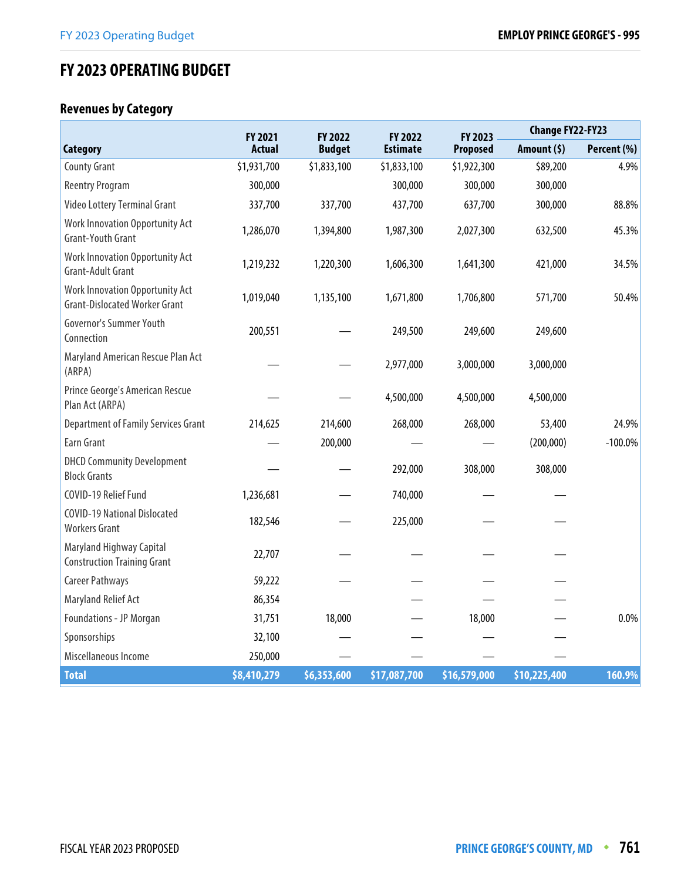# FY 2023 OPERATING BUDGET

## Revenues by Category

| Category | FY 2021 Actual | FY 2022 Budget | FY 2022 Estimate | FY 2023 Proposed | Change FY22-FY23 | |
|---|---|---|---|---|---|---|
| | | | | | Amount ($) | Percent (%) |
| County Grant | $1,931,700 | $1,833,100 | $1,833,100 | $1,922,300 | $89,200 | 4.9% |
| Reentry Program | 300,000 | | 300,000 | 300,000 | 300,000 | |
| Video Lottery Terminal Grant | 337,700 | 337,700 | 437,700 | 637,700 | 300,000 | 88.8% |
| Work Innovation Opportunity Act Grant-Youth Grant | 1,286,070 | 1,394,800 | 1,987,300 | 2,027,300 | 632,500 | 45.3% |
| Work Innovation Opportunity Act Grant-Adult Grant | 1,219,232 | 1,220,300 | 1,606,300 | 1,641,300 | 421,000 | 34.5% |
| Work Innovation Opportunity Act Grant-Dislocated Worker Grant | 1,019,040 | 1,135,100 | 1,671,800 | 1,706,800 | 571,700 | 50.4% |
| Governor's Summer Youth Connection | 200,551 | — | 249,500 | 249,600 | 249,600 | |
| Maryland American Rescue Plan Act (ARPA) | — | — | 2,977,000 | 3,000,000 | 3,000,000 | |
| Prince George's American Rescue Plan Act (ARPA) | — | — | 4,500,000 | 4,500,000 | 4,500,000 | |
| Department of Family Services Grant | 214,625 | 214,600 | 268,000 | 268,000 | 53,400 | 24.9% |
| Earn Grant | — | 200,000 | — | — | (200,000) | -100.0% |
| DHCD Community Development Block Grants | — | — | 292,000 | 308,000 | 308,000 | |
| COVID-19 Relief Fund | 1,236,681 | — | 740,000 | — | — | |
| COVID-19 National Dislocated Workers Grant | 182,546 | — | 225,000 | — | — | |
| Maryland Highway Capital Construction Training Grant | 22,707 | — | — | — | — | |
| Career Pathways | 59,222 | — | — | — | — | |
| Maryland Relief Act | 86,354 | | — | — | — | |
| Foundations - JP Morgan | 31,751 | 18,000 | — | 18,000 | — | 0.0% |
| Sponsorships | 32,100 | — | — | — | — | |
| Miscellaneous Income | 250,000 | — | — | — | — | |
| **Total** | **$8,410,279** | **$6,353,600** | **$17,087,700** | **$16,579,000** | **$10,225,400** | **160.9%** |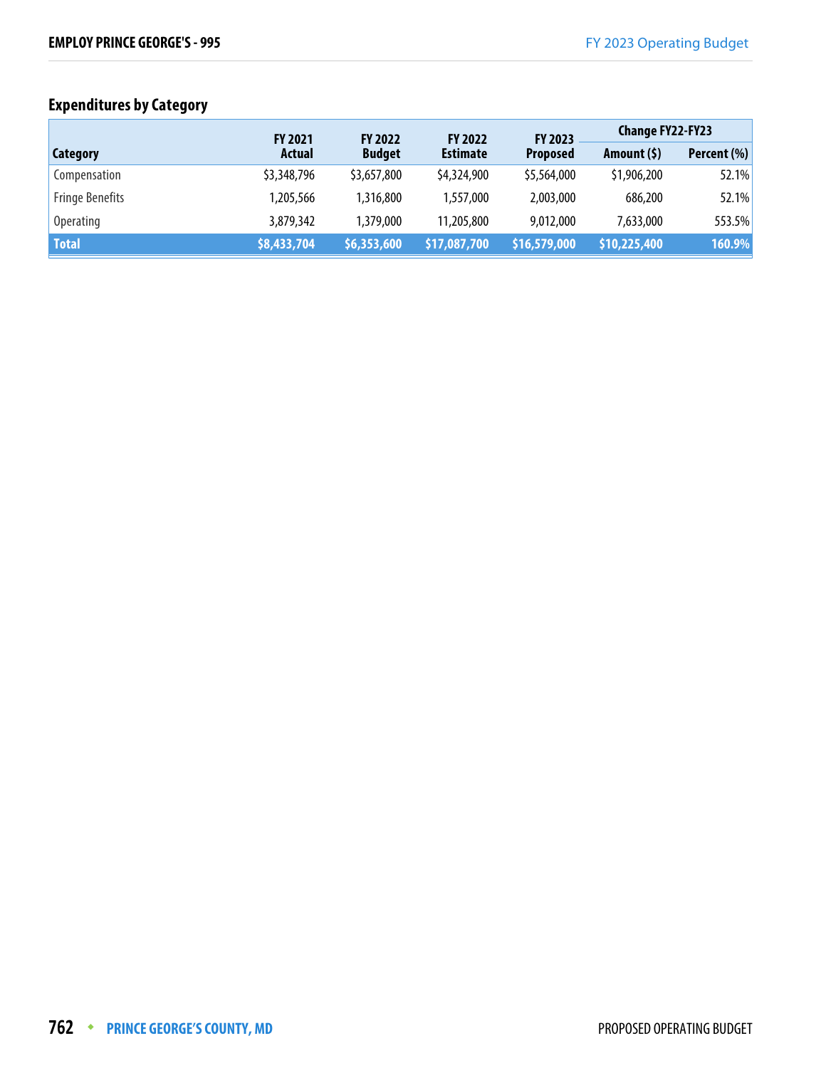## Expenditures by Category

| Category | FY 2021 Actual | FY 2022 Budget | FY 2022 Estimate | FY 2023 Proposed | Change FY22-FY23 | |
|---|---|---|---|---|---|---|
| | | | | | Amount ($) | Percent (%) |
| Compensation | $3,348,796 | $3,657,800 | $4,324,900 | $5,564,000 | $1,906,200 | 52.1% |
| Fringe Benefits | 1,205,566 | 1,316,800 | 1,557,000 | 2,003,000 | 686,200 | 52.1% |
| Operating | 3,879,342 | 1,379,000 | 11,205,800 | 9,012,000 | 7,633,000 | 553.5% |
| **Total** | **$8,433,704** | **$6,353,600** | **$17,087,700** | **$16,579,000** | **$10,225,400** | **160.9%** |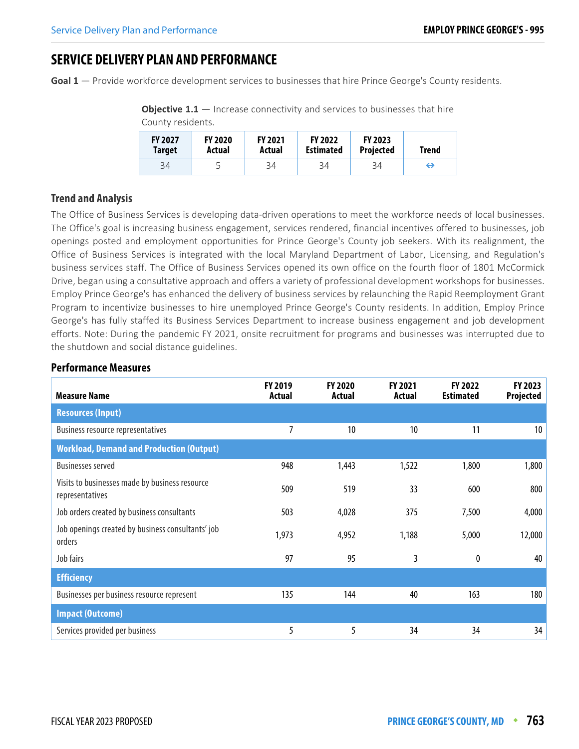# SERVICE DELIVERY PLAN AND PERFORMANCE

**Goal 1** — Provide workforce development services to businesses that hire Prince George's County residents.

**Objective 1.1** — Increase connectivity and services to businesses that hire County residents.

| FY 2027 Target | FY 2020 Actual | FY 2021 Actual | FY 2022 Estimated | FY 2023 Projected | Trend |
|---|---|---|---|---|---|
| 34 | 5 | 34 | 34 | 34 | ⇔ |

## Trend and Analysis

The Office of Business Services is developing data-driven operations to meet the workforce needs of local businesses. The Office's goal is increasing business engagement, services rendered, financial incentives offered to businesses, job openings posted and employment opportunities for Prince George's County job seekers. With its realignment, the Office of Business Services is integrated with the local Maryland Department of Labor, Licensing, and Regulation's business services staff. The Office of Business Services opened its own office on the fourth floor of 1801 McCormick Drive, began using a consultative approach and offers a variety of professional development workshops for businesses. Employ Prince George's has enhanced the delivery of business services by relaunching the Rapid Reemployment Grant Program to incentivize businesses to hire unemployed Prince George's County residents. In addition, Employ Prince George's has fully staffed its Business Services Department to increase business engagement and job development efforts. Note: During the pandemic FY 2021, onsite recruitment for programs and businesses was interrupted due to the shutdown and social distance guidelines.

## Performance Measures

| Measure Name | FY 2019 Actual | FY 2020 Actual | FY 2021 Actual | FY 2022 Estimated | FY 2023 Projected |
|---|---|---|---|---|---|
| **Resources (Input)** | | | | | |
| Business resource representatives | 7 | 10 | 10 | 11 | 10 |
| **Workload, Demand and Production (Output)** | | | | | |
| Businesses served | 948 | 1,443 | 1,522 | 1,800 | 1,800 |
| Visits to businesses made by business resource representatives | 509 | 519 | 33 | 600 | 800 |
| Job orders created by business consultants | 503 | 4,028 | 375 | 7,500 | 4,000 |
| Job openings created by business consultants' job orders | 1,973 | 4,952 | 1,188 | 5,000 | 12,000 |
| Job fairs | 97 | 95 | 3 | 0 | 40 |
| **Efficiency** | | | | | |
| Businesses per business resource represent | 135 | 144 | 40 | 163 | 180 |
| **Impact (Outcome)** | | | | | |
| Services provided per business | 5 | 5 | 34 | 34 | 34 |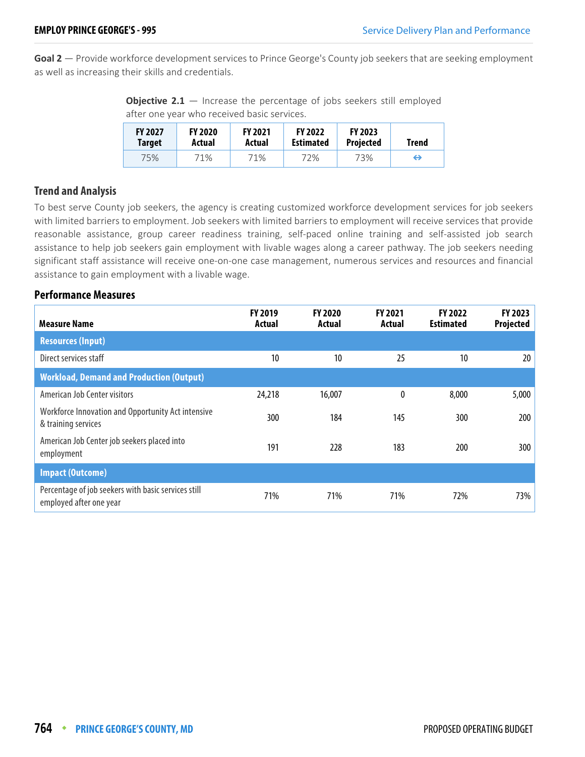**Goal 2** — Provide workforce development services to Prince George's County job seekers that are seeking employment as well as increasing their skills and credentials.

**Objective 2.1** — Increase the percentage of jobs seekers still employed after one year who received basic services.

| FY 2027 Target | FY 2020 Actual | FY 2021 Actual | FY 2022 Estimated | FY 2023 Projected | Trend |
|---|---|---|---|---|---|
| 75% | 71% | 71% | 72% | 73% | ⇔ |

## Trend and Analysis

To best serve County job seekers, the agency is creating customized workforce development services for job seekers with limited barriers to employment. Job seekers with limited barriers to employment will receive services that provide reasonable assistance, group career readiness training, self-paced online training and self-assisted job search assistance to help job seekers gain employment with livable wages along a career pathway. The job seekers needing significant staff assistance will receive one-on-one case management, numerous services and resources and financial assistance to gain employment with a livable wage.

## Performance Measures

| Measure Name | FY 2019 Actual | FY 2020 Actual | FY 2021 Actual | FY 2022 Estimated | FY 2023 Projected |
|---|---|---|---|---|---|
| **Resources (Input)** | | | | | |
| Direct services staff | 10 | 10 | 25 | 10 | 20 |
| **Workload, Demand and Production (Output)** | | | | | |
| American Job Center visitors | 24,218 | 16,007 | 0 | 8,000 | 5,000 |
| Workforce Innovation and Opportunity Act intensive & training services | 300 | 184 | 145 | 300 | 200 |
| American Job Center job seekers placed into employment | 191 | 228 | 183 | 200 | 300 |
| **Impact (Outcome)** | | | | | |
| Percentage of job seekers with basic services still employed after one year | 71% | 71% | 71% | 72% | 73% |